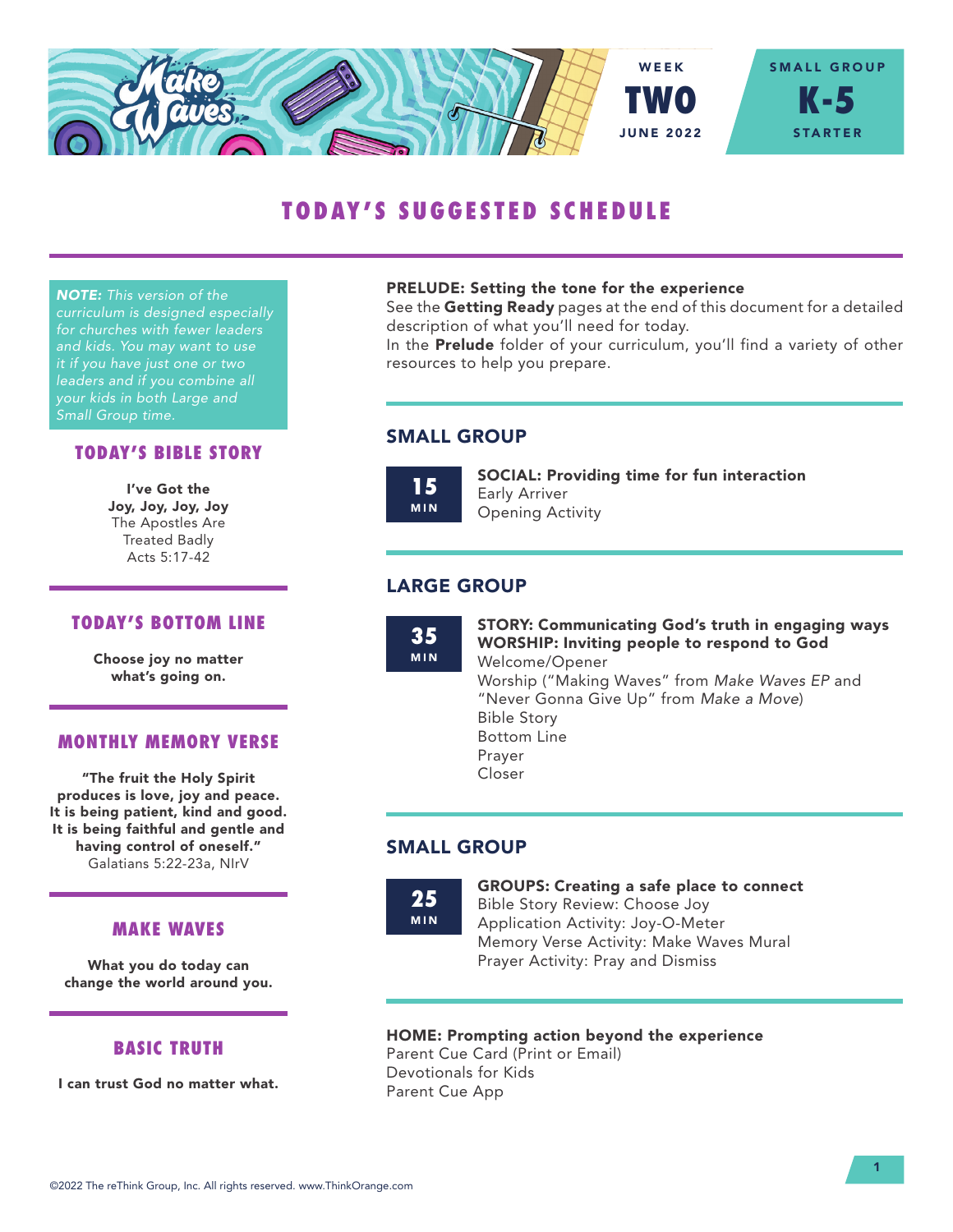Make Waves

WEEK **TWO** JUNE 2022

SMALL GROUP **K-5** STARTER

# TODAY'S SUGGESTED SCHEDULE

***NOTE:*** *This version of the curriculum is designed especially for churches with fewer leaders and kids. You may want to use it if you have just one or two leaders and if you combine all your kids in both Large and Small Group time.*

## TODAY'S BIBLE STORY

**I've Got the Joy, Joy, Joy, Joy**
The Apostles Are Treated Badly
Acts 5:17-42

## TODAY'S BOTTOM LINE

**Choose joy no matter what's going on.**

## MONTHLY MEMORY VERSE

**"The fruit the Holy Spirit produces is love, joy and peace. It is being patient, kind and good. It is being faithful and gentle and having control of oneself."**
Galatians 5:22-23a, NIrV

## MAKE WAVES

**What you do today can change the world around you.**

## BASIC TRUTH

**I can trust God no matter what.**

**PRELUDE: Setting the tone for the experience**
See the **Getting Ready** pages at the end of this document for a detailed description of what you'll need for today.
In the **Prelude** folder of your curriculum, you'll find a variety of other resources to help you prepare.

## SMALL GROUP

**15 MIN**

**SOCIAL: Providing time for fun interaction**
Early Arriver
Opening Activity

## LARGE GROUP

**35 MIN**

**STORY: Communicating God's truth in engaging ways**
**WORSHIP: Inviting people to respond to God**
Welcome/Opener
Worship ("Making Waves" from *Make Waves EP* and "Never Gonna Give Up" from *Make a Move*)
Bible Story
Bottom Line
Prayer
Closer

## SMALL GROUP

**25 MIN**

**GROUPS: Creating a safe place to connect**
Bible Story Review: Choose Joy
Application Activity: Joy-O-Meter
Memory Verse Activity: Make Waves Mural
Prayer Activity: Pray and Dismiss

**HOME: Prompting action beyond the experience**
Parent Cue Card (Print or Email)
Devotionals for Kids
Parent Cue App

©2022 The reThink Group, Inc. All rights reserved. www.ThinkOrange.com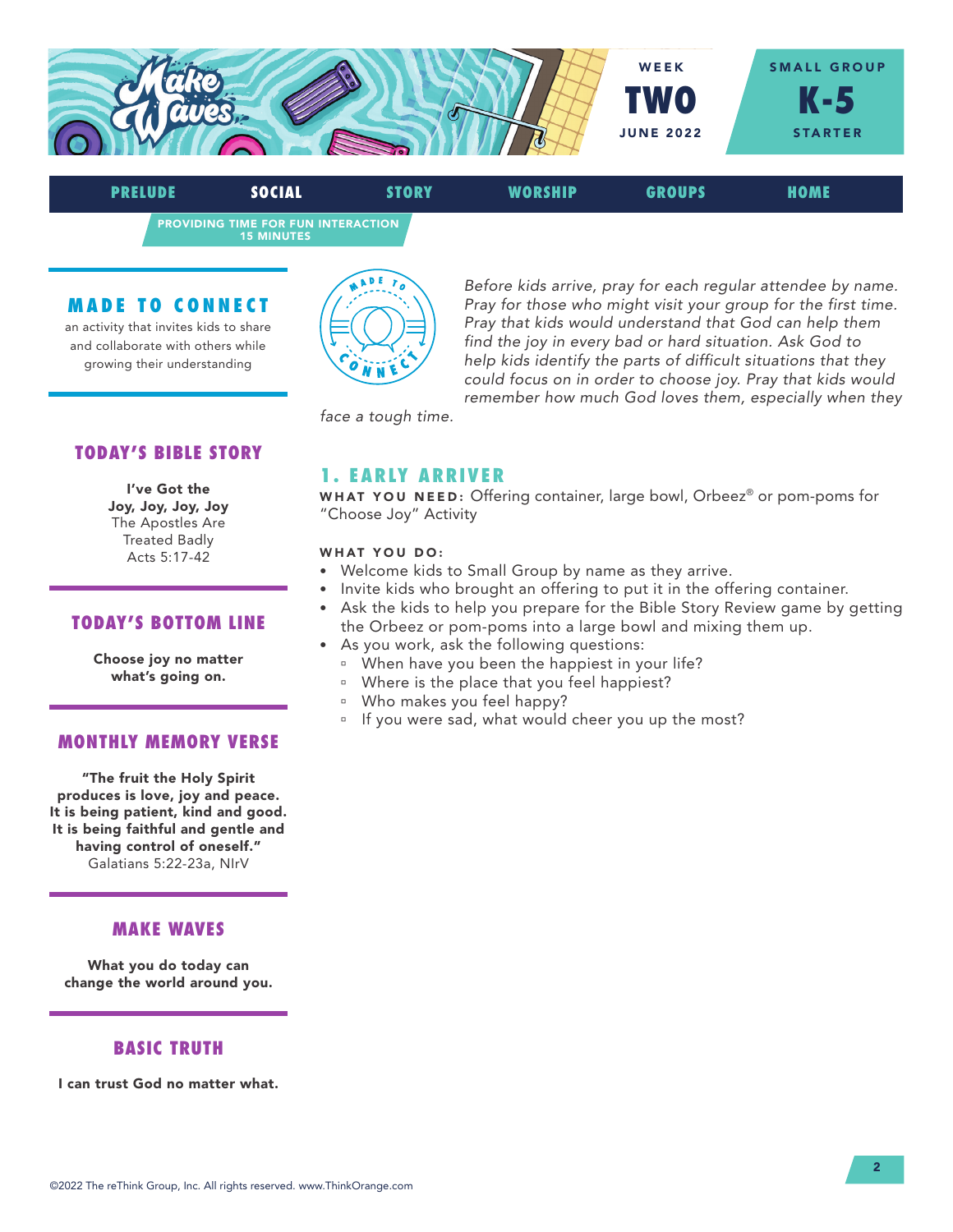WEEK **TWO** JUNE 2022

SMALL GROUP **K-5** STARTER

PRELUDE | **SOCIAL** | STORY | WORSHIP | GROUPS | HOME

PROVIDING TIME FOR FUN INTERACTION
15 MINUTES

## MADE TO CONNECT

an activity that invites kids to share and collaborate with others while growing their understanding

*Before kids arrive, pray for each regular attendee by name. Pray for those who might visit your group for the first time. Pray that kids would understand that God can help them find the joy in every bad or hard situation. Ask God to help kids identify the parts of difficult situations that they could focus on in order to choose joy. Pray that kids would remember how much God loves them, especially when they face a tough time.*

### TODAY'S BIBLE STORY

**I've Got the Joy, Joy, Joy, Joy**
The Apostles Are Treated Badly
Acts 5:17-42

### TODAY'S BOTTOM LINE

**Choose joy no matter what's going on.**

### MONTHLY MEMORY VERSE

**"The fruit the Holy Spirit produces is love, joy and peace. It is being patient, kind and good. It is being faithful and gentle and having control of oneself."**
Galatians 5:22-23a, NIrV

### MAKE WAVES

**What you do today can change the world around you.**

### BASIC TRUTH

**I can trust God no matter what.**

## 1. EARLY ARRIVER

**WHAT YOU NEED:** Offering container, large bowl, Orbeez® or pom-poms for "Choose Joy" Activity

**WHAT YOU DO:**

- Welcome kids to Small Group by name as they arrive.
- Invite kids who brought an offering to put it in the offering container.
- Ask the kids to help you prepare for the Bible Story Review game by getting the Orbeez or pom-poms into a large bowl and mixing them up.
- As you work, ask the following questions:
  - When have you been the happiest in your life?
  - Where is the place that you feel happiest?
  - Who makes you feel happy?
  - If you were sad, what would cheer you up the most?

©2022 The reThink Group, Inc. All rights reserved. www.ThinkOrange.com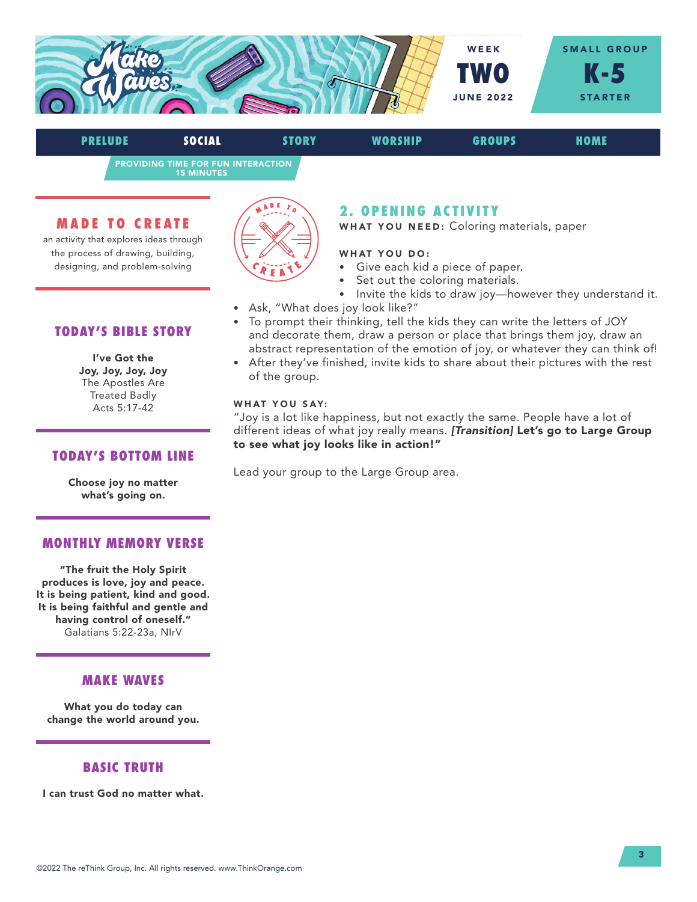WEEK **TWO** JUNE 2022

SMALL GROUP **K-5** STARTER

PRELUDE | **SOCIAL** | STORY | WORSHIP | GROUPS | HOME

PROVIDING TIME FOR FUN INTERACTION
15 MINUTES

## MADE TO CREATE

an activity that explores ideas through the process of drawing, building, designing, and problem-solving

## TODAY'S BIBLE STORY

**I've Got the Joy, Joy, Joy, Joy**
The Apostles Are Treated Badly
Acts 5:17-42

## TODAY'S BOTTOM LINE

**Choose joy no matter what's going on.**

## MONTHLY MEMORY VERSE

**"The fruit the Holy Spirit produces is love, joy and peace. It is being patient, kind and good. It is being faithful and gentle and having control of oneself."**
Galatians 5:22-23a, NIrV

## MAKE WAVES

**What you do today can change the world around you.**

## BASIC TRUTH

**I can trust God no matter what.**

## 2. OPENING ACTIVITY

**WHAT YOU NEED:** Coloring materials, paper

**WHAT YOU DO:**

- Give each kid a piece of paper.
- Set out the coloring materials.
- Invite the kids to draw joy—however they understand it.
- Ask, "What does joy look like?"
- To prompt their thinking, tell the kids they can write the letters of JOY and decorate them, draw a person or place that brings them joy, draw an abstract representation of the emotion of joy, or whatever they can think of!
- After they've finished, invite kids to share about their pictures with the rest of the group.

**WHAT YOU SAY:**

"Joy is a lot like happiness, but not exactly the same. People have a lot of different ideas of what joy really means. ***[Transition]*** **Let's go to Large Group to see what joy looks like in action!"**

Lead your group to the Large Group area.

©2022 The reThink Group, Inc. All rights reserved. www.ThinkOrange.com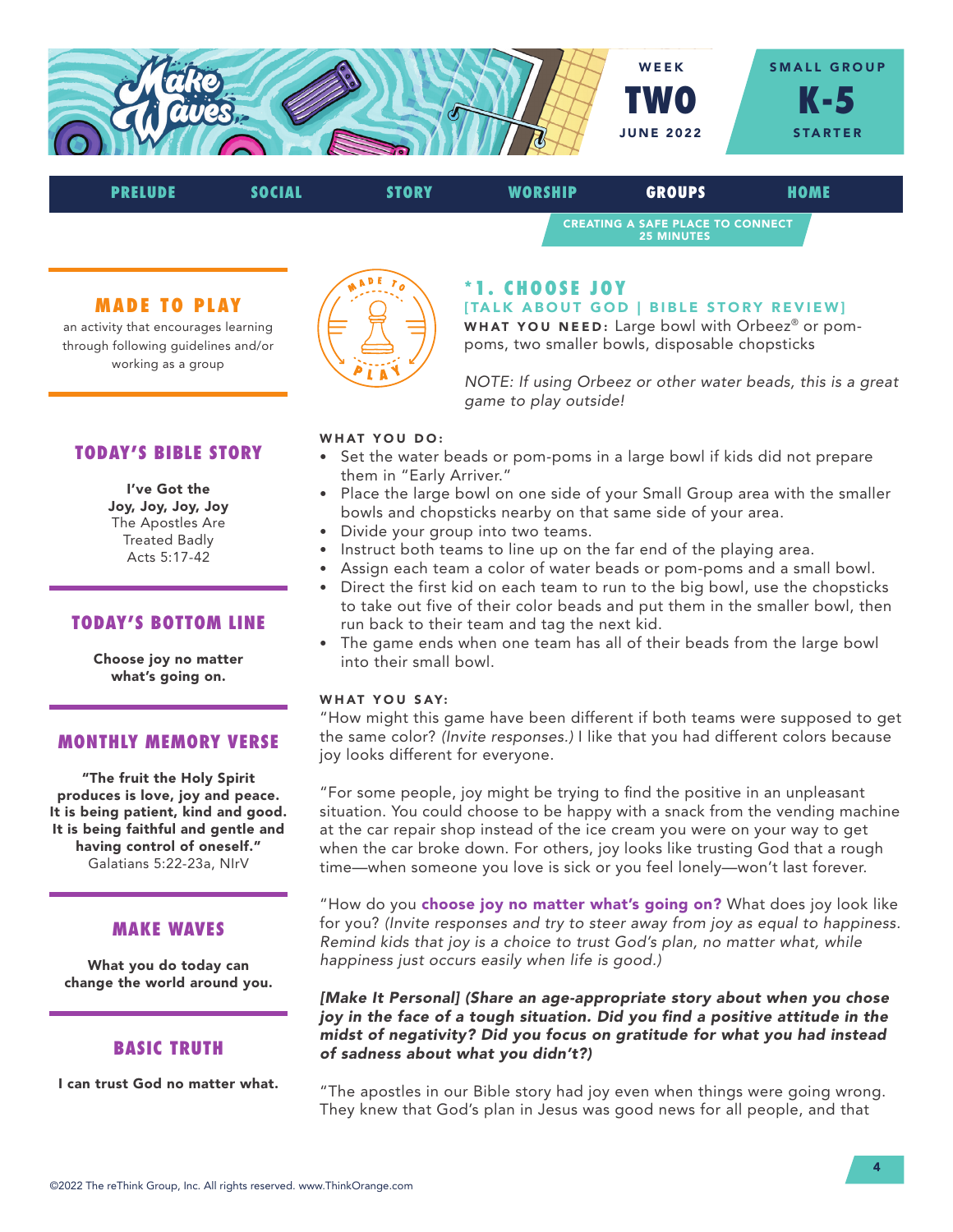WEEK **TWO** JUNE 2022

SMALL GROUP **K-5** STARTER

PRELUDE | SOCIAL | STORY | WORSHIP | **GROUPS** | HOME

CREATING A SAFE PLACE TO CONNECT
25 MINUTES

## MADE TO PLAY

an activity that encourages learning through following guidelines and/or working as a group

## TODAY'S BIBLE STORY

**I've Got the Joy, Joy, Joy, Joy**
The Apostles Are Treated Badly
Acts 5:17-42

## TODAY'S BOTTOM LINE

**Choose joy no matter what's going on.**

## MONTHLY MEMORY VERSE

**"The fruit the Holy Spirit produces is love, joy and peace. It is being patient, kind and good. It is being faithful and gentle and having control of oneself."**
Galatians 5:22-23a, NIrV

## MAKE WAVES

**What you do today can change the world around you.**

## BASIC TRUTH

**I can trust God no matter what.**

## *1. CHOOSE JOY

### [TALK ABOUT GOD | BIBLE STORY REVIEW]

**WHAT YOU NEED:** Large bowl with Orbeez® or pom-poms, two smaller bowls, disposable chopsticks

*NOTE: If using Orbeez or other water beads, this is a great game to play outside!*

**WHAT YOU DO:**

- Set the water beads or pom-poms in a large bowl if kids did not prepare them in "Early Arriver."
- Place the large bowl on one side of your Small Group area with the smaller bowls and chopsticks nearby on that same side of your area.
- Divide your group into two teams.
- Instruct both teams to line up on the far end of the playing area.
- Assign each team a color of water beads or pom-poms and a small bowl.
- Direct the first kid on each team to run to the big bowl, use the chopsticks to take out five of their color beads and put them in the smaller bowl, then run back to their team and tag the next kid.
- The game ends when one team has all of their beads from the large bowl into their small bowl.

**WHAT YOU SAY:**

"How might this game have been different if both teams were supposed to get the same color? *(Invite responses.)* I like that you had different colors because joy looks different for everyone.

"For some people, joy might be trying to find the positive in an unpleasant situation. You could choose to be happy with a snack from the vending machine at the car repair shop instead of the ice cream you were on your way to get when the car broke down. For others, joy looks like trusting God that a rough time—when someone you love is sick or you feel lonely—won't last forever.

"How do you **choose joy no matter what's going on?** What does joy look like for you? *(Invite responses and try to steer away from joy as equal to happiness. Remind kids that joy is a choice to trust God's plan, no matter what, while happiness just occurs easily when life is good.)*

***[Make It Personal] (Share an age-appropriate story about when you chose joy in the face of a tough situation. Did you find a positive attitude in the midst of negativity? Did you focus on gratitude for what you had instead of sadness about what you didn't?)***

"The apostles in our Bible story had joy even when things were going wrong. They knew that God's plan in Jesus was good news for all people, and that

©2022 The reThink Group, Inc. All rights reserved. www.ThinkOrange.com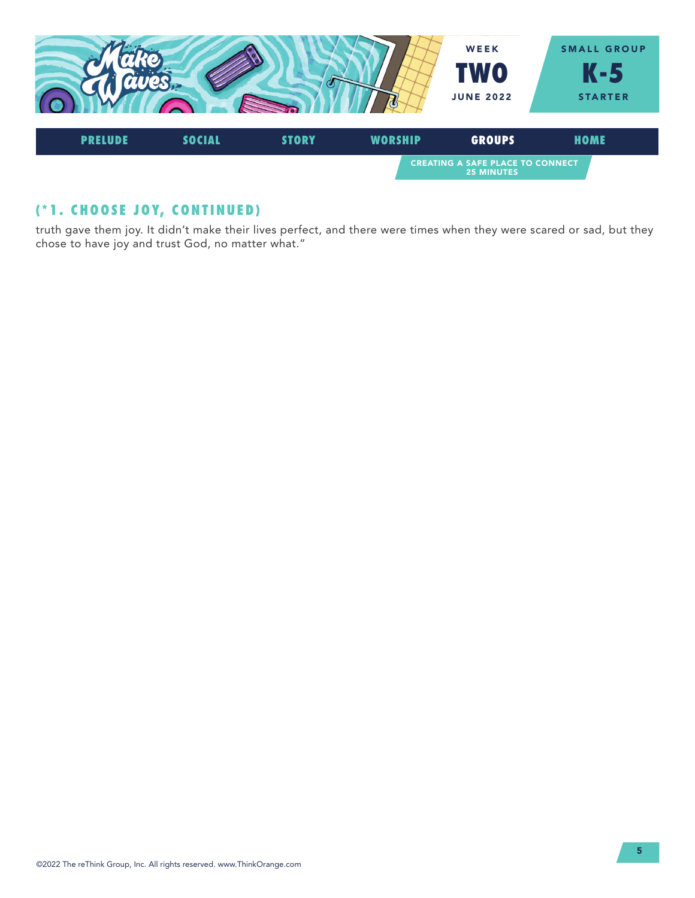### (*1. CHOOSE JOY, CONTINUED)

truth gave them joy. It didn't make their lives perfect, and there were times when they were scared or sad, but they chose to have joy and trust God, no matter what."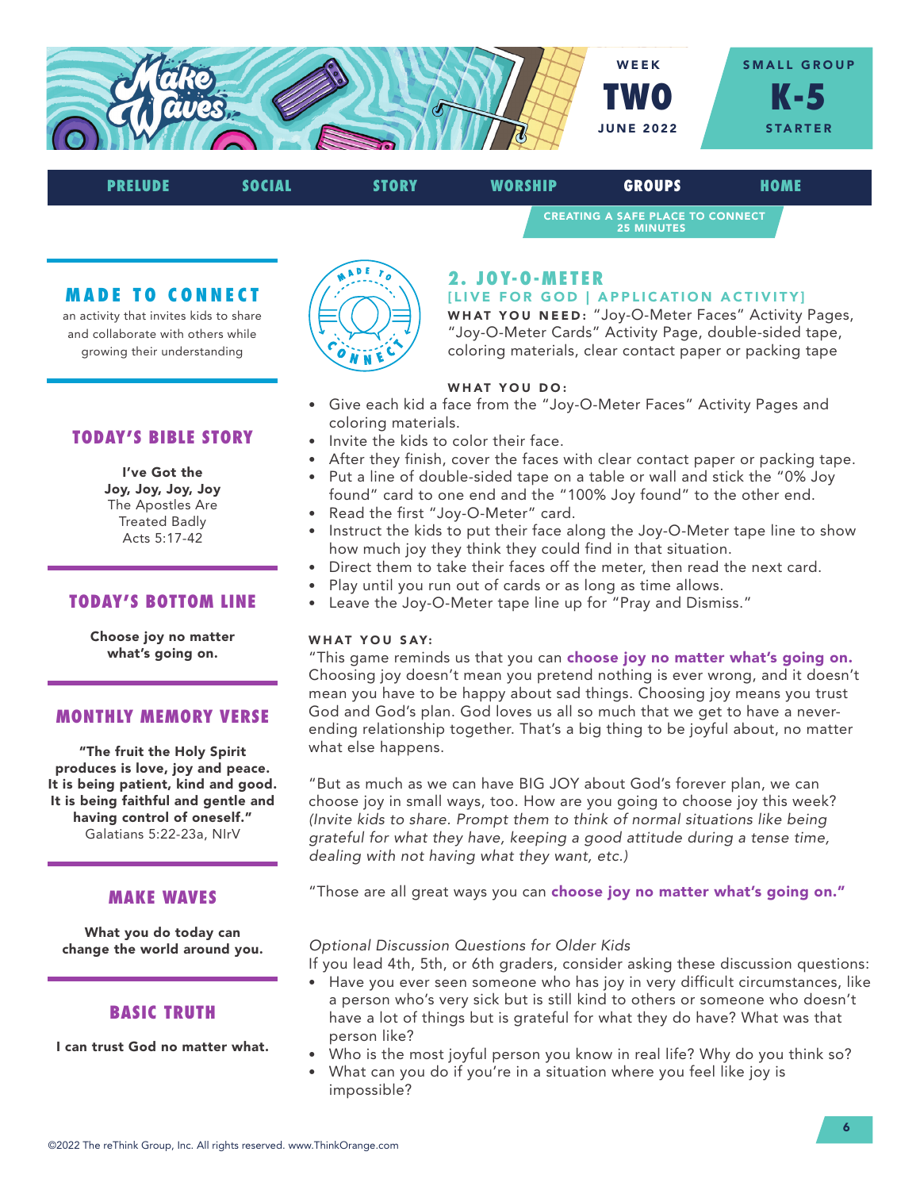WEEK
**TWO**
JUNE 2022

SMALL GROUP
**K-5**
STARTER

PRELUDE | SOCIAL | STORY | WORSHIP | **GROUPS** | HOME

CREATING A SAFE PLACE TO CONNECT
25 MINUTES

## MADE TO CONNECT

an activity that invites kids to share and collaborate with others while growing their understanding

## TODAY'S BIBLE STORY

**I've Got the Joy, Joy, Joy, Joy**
The Apostles Are Treated Badly
Acts 5:17-42

## TODAY'S BOTTOM LINE

**Choose joy no matter what's going on.**

## MONTHLY MEMORY VERSE

**"The fruit the Holy Spirit produces is love, joy and peace. It is being patient, kind and good. It is being faithful and gentle and having control of oneself."**
Galatians 5:22-23a, NIrV

## MAKE WAVES

**What you do today can change the world around you.**

## BASIC TRUTH

**I can trust God no matter what.**

## 2. JOY-O-METER

### [LIVE FOR GOD | APPLICATION ACTIVITY]

**WHAT YOU NEED:** "Joy-O-Meter Faces" Activity Pages, "Joy-O-Meter Cards" Activity Page, double-sided tape, coloring materials, clear contact paper or packing tape

**WHAT YOU DO:**

- Give each kid a face from the "Joy-O-Meter Faces" Activity Pages and coloring materials.
- Invite the kids to color their face.
- After they finish, cover the faces with clear contact paper or packing tape.
- Put a line of double-sided tape on a table or wall and stick the "0% Joy found" card to one end and the "100% Joy found" to the other end.
- Read the first "Joy-O-Meter" card.
- Instruct the kids to put their face along the Joy-O-Meter tape line to show how much joy they think they could find in that situation.
- Direct them to take their faces off the meter, then read the next card.
- Play until you run out of cards or as long as time allows.
- Leave the Joy-O-Meter tape line up for "Pray and Dismiss."

**WHAT YOU SAY:**

"This game reminds us that you can **choose joy no matter what's going on.** Choosing joy doesn't mean you pretend nothing is ever wrong, and it doesn't mean you have to be happy about sad things. Choosing joy means you trust God and God's plan. God loves us all so much that we get to have a never-ending relationship together. That's a big thing to be joyful about, no matter what else happens.

"But as much as we can have BIG JOY about God's forever plan, we can choose joy in small ways, too. How are you going to choose joy this week? *(Invite kids to share. Prompt them to think of normal situations like being grateful for what they have, keeping a good attitude during a tense time, dealing with not having what they want, etc.)*

"Those are all great ways you can **choose joy no matter what's going on."**

*Optional Discussion Questions for Older Kids*

If you lead 4th, 5th, or 6th graders, consider asking these discussion questions:

- Have you ever seen someone who has joy in very difficult circumstances, like a person who's very sick but is still kind to others or someone who doesn't have a lot of things but is grateful for what they do have? What was that person like?
- Who is the most joyful person you know in real life? Why do you think so?
- What can you do if you're in a situation where you feel like joy is impossible?

©2022 The reThink Group, Inc. All rights reserved. www.ThinkOrange.com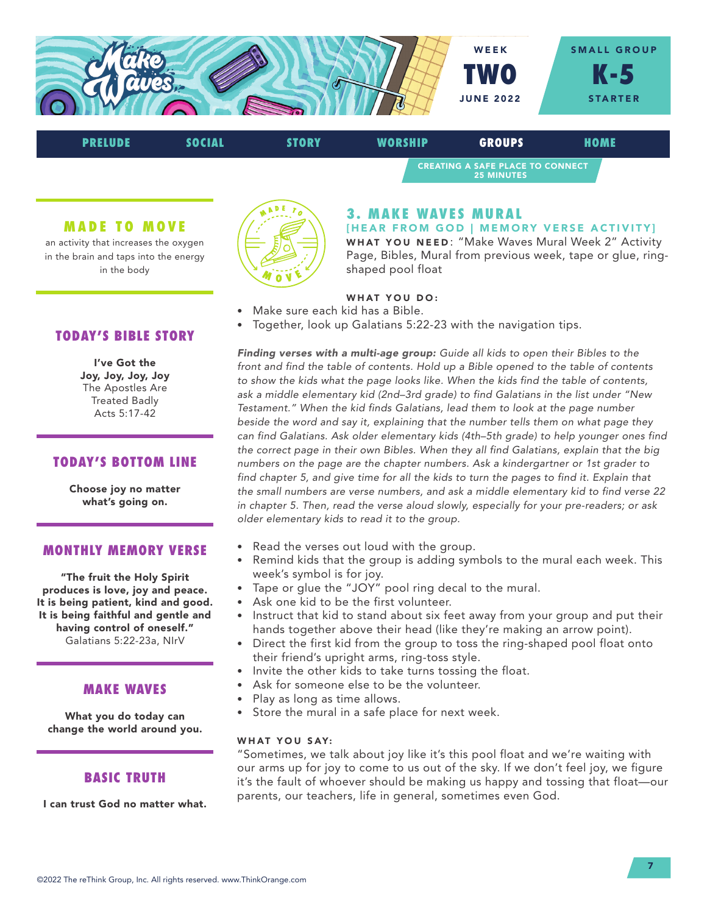WEEK **TWO** JUNE 2022

SMALL GROUP **K-5** STARTER

PRELUDE | SOCIAL | STORY | WORSHIP | **GROUPS** | HOME

CREATING A SAFE PLACE TO CONNECT
25 MINUTES

## MADE TO MOVE

an activity that increases the oxygen in the brain and taps into the energy in the body

## TODAY'S BIBLE STORY

**I've Got the Joy, Joy, Joy, Joy**
The Apostles Are Treated Badly
Acts 5:17-42

## TODAY'S BOTTOM LINE

**Choose joy no matter what's going on.**

## MONTHLY MEMORY VERSE

**"The fruit the Holy Spirit produces is love, joy and peace. It is being patient, kind and good. It is being faithful and gentle and having control of oneself."**
Galatians 5:22-23a, NIrV

## MAKE WAVES

**What you do today can change the world around you.**

## BASIC TRUTH

**I can trust God no matter what.**

## 3. MAKE WAVES MURAL

**[HEAR FROM GOD | MEMORY VERSE ACTIVITY]**

**WHAT YOU NEED**: "Make Waves Mural Week 2" Activity Page, Bibles, Mural from previous week, tape or glue, ring-shaped pool float

**WHAT YOU DO:**

- Make sure each kid has a Bible.
- Together, look up Galatians 5:22-23 with the navigation tips.

***Finding verses with a multi-age group:*** *Guide all kids to open their Bibles to the front and find the table of contents. Hold up a Bible opened to the table of contents to show the kids what the page looks like. When the kids find the table of contents, ask a middle elementary kid (2nd–3rd grade) to find Galatians in the list under "New Testament." When the kid finds Galatians, lead them to look at the page number beside the word and say it, explaining that the number tells them on what page they can find Galatians. Ask older elementary kids (4th–5th grade) to help younger ones find the correct page in their own Bibles. When they all find Galatians, explain that the big numbers on the page are the chapter numbers. Ask a kindergartner or 1st grader to find chapter 5, and give time for all the kids to turn the pages to find it. Explain that the small numbers are verse numbers, and ask a middle elementary kid to find verse 22 in chapter 5. Then, read the verse aloud slowly, especially for your pre-readers; or ask older elementary kids to read it to the group.*

- Read the verses out loud with the group.
- Remind kids that the group is adding symbols to the mural each week. This week's symbol is for joy.
- Tape or glue the "JOY" pool ring decal to the mural.
- Ask one kid to be the first volunteer.
- Instruct that kid to stand about six feet away from your group and put their hands together above their head (like they're making an arrow point).
- Direct the first kid from the group to toss the ring-shaped pool float onto their friend's upright arms, ring-toss style.
- Invite the other kids to take turns tossing the float.
- Ask for someone else to be the volunteer.
- Play as long as time allows.
- Store the mural in a safe place for next week.

**WHAT YOU SAY:**

"Sometimes, we talk about joy like it's this pool float and we're waiting with our arms up for joy to come to us out of the sky. If we don't feel joy, we figure it's the fault of whoever should be making us happy and tossing that float—our parents, our teachers, life in general, sometimes even God.

©2022 The reThink Group, Inc. All rights reserved. www.ThinkOrange.com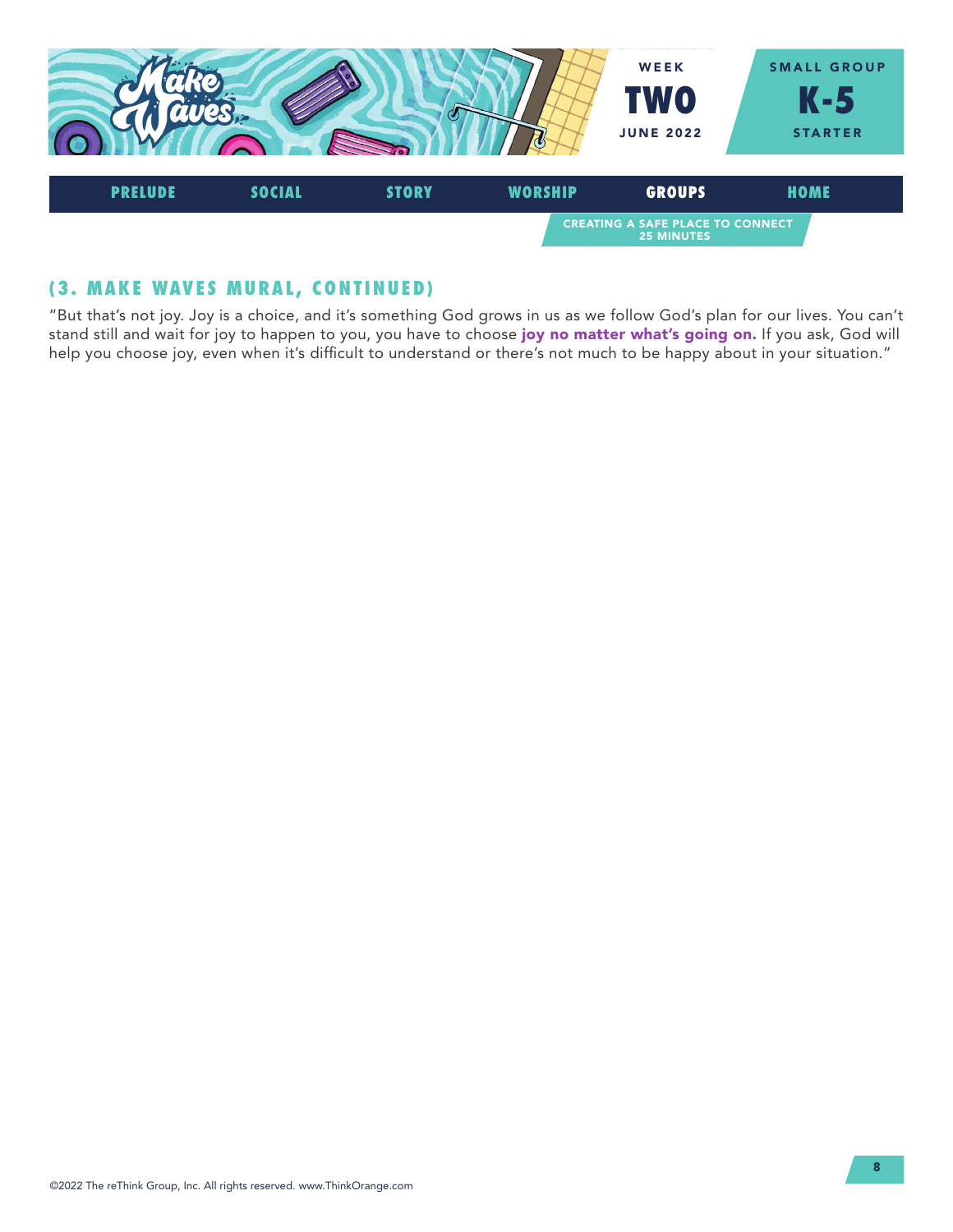## (3. MAKE WAVES MURAL, CONTINUED)

"But that's not joy. Joy is a choice, and it's something God grows in us as we follow God's plan for our lives. You can't stand still and wait for joy to happen to you, you have to choose **joy no matter what's going on.** If you ask, God will help you choose joy, even when it's difficult to understand or there's not much to be happy about in your situation."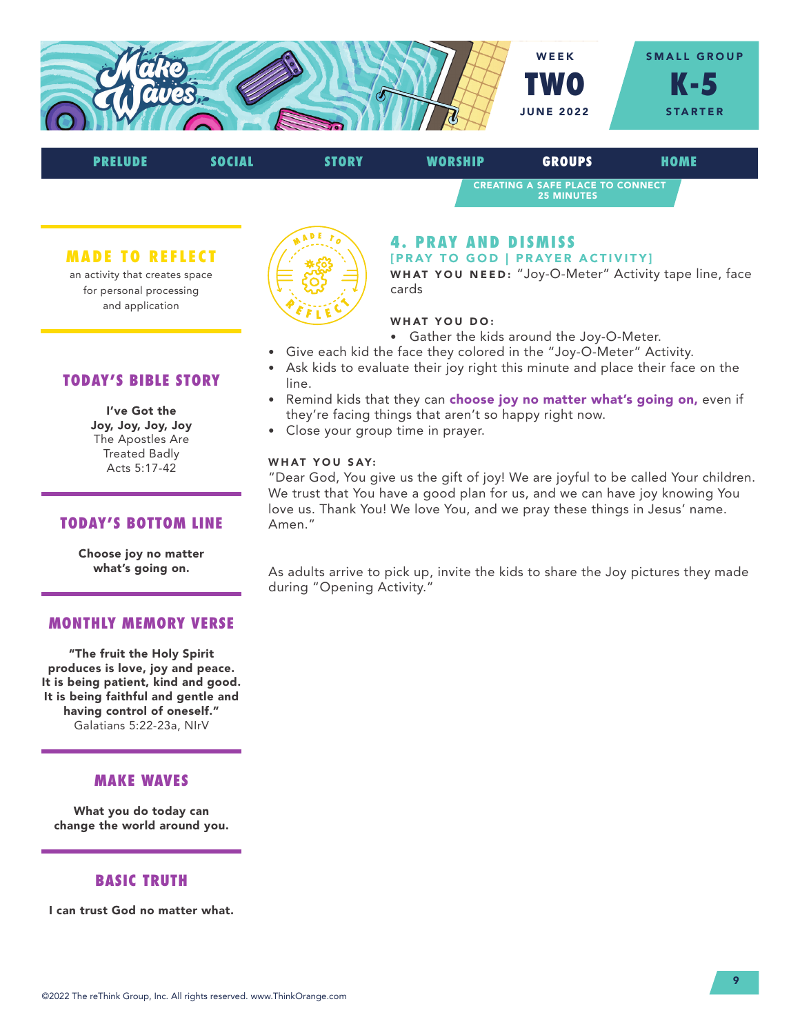WEEK **TWO** JUNE 2022

SMALL GROUP **K-5** STARTER

PRELUDE | SOCIAL | STORY | WORSHIP | **GROUPS** | HOME

CREATING A SAFE PLACE TO CONNECT
25 MINUTES

## 4. PRAY AND DISMISS

**[PRAY TO GOD | PRAYER ACTIVITY]**

**WHAT YOU NEED:** "Joy-O-Meter" Activity tape line, face cards

**WHAT YOU DO:**

- Gather the kids around the Joy-O-Meter.
- Give each kid the face they colored in the "Joy-O-Meter" Activity.
- Ask kids to evaluate their joy right this minute and place their face on the line.
- Remind kids that they can **choose joy no matter what's going on,** even if they're facing things that aren't so happy right now.
- Close your group time in prayer.

**WHAT YOU SAY:**

"Dear God, You give us the gift of joy! We are joyful to be called Your children. We trust that You have a good plan for us, and we can have joy knowing You love us. Thank You! We love You, and we pray these things in Jesus' name. Amen."

As adults arrive to pick up, invite the kids to share the Joy pictures they made during "Opening Activity."

### MADE TO REFLECT

an activity that creates space for personal processing and application

### TODAY'S BIBLE STORY

**I've Got the Joy, Joy, Joy, Joy**
The Apostles Are Treated Badly
Acts 5:17-42

### TODAY'S BOTTOM LINE

**Choose joy no matter what's going on.**

### MONTHLY MEMORY VERSE

**"The fruit the Holy Spirit produces is love, joy and peace. It is being patient, kind and good. It is being faithful and gentle and having control of oneself."**
Galatians 5:22-23a, NIrV

### MAKE WAVES

**What you do today can change the world around you.**

### BASIC TRUTH

**I can trust God no matter what.**

©2022 The reThink Group, Inc. All rights reserved. www.ThinkOrange.com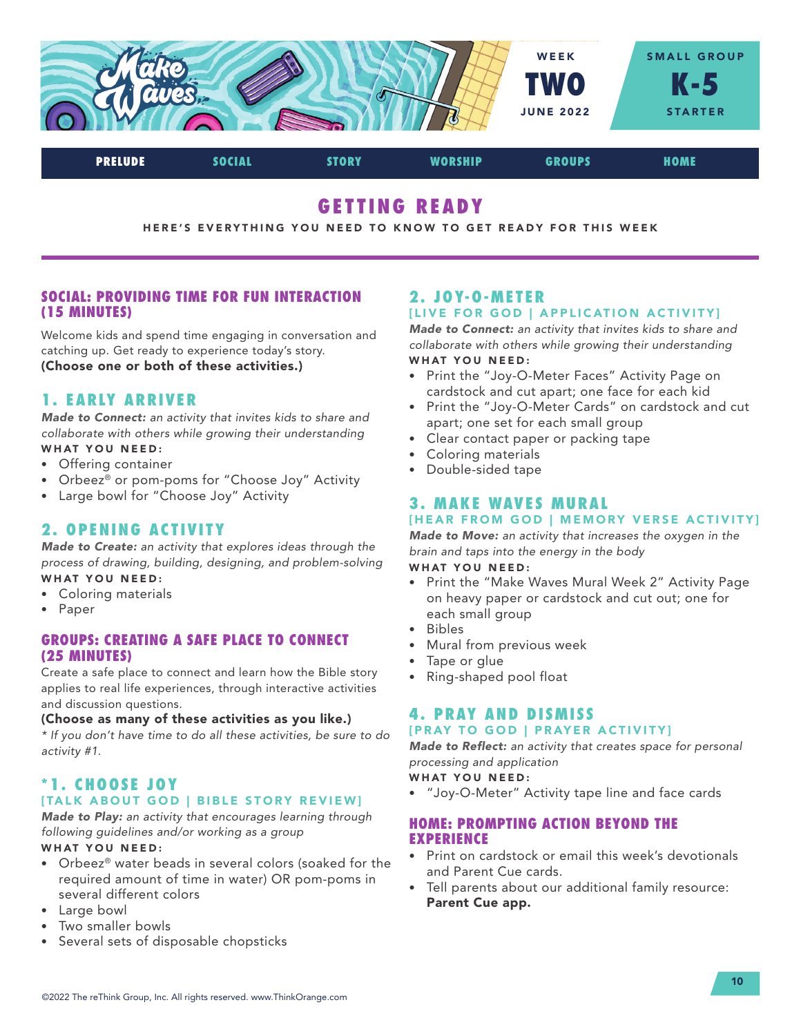# GETTING READY

HERE'S EVERYTHING YOU NEED TO KNOW TO GET READY FOR THIS WEEK

## SOCIAL: PROVIDING TIME FOR FUN INTERACTION (15 MINUTES)

Welcome kids and spend time engaging in conversation and catching up. Get ready to experience today's story.
**(Choose one or both of these activities.)**

### 1. EARLY ARRIVER

***Made to Connect:*** *an activity that invites kids to share and collaborate with others while growing their understanding*

**WHAT YOU NEED:**

- Offering container
- Orbeez® or pom-poms for "Choose Joy" Activity
- Large bowl for "Choose Joy" Activity

### 2. OPENING ACTIVITY

***Made to Create:*** *an activity that explores ideas through the process of drawing, building, designing, and problem-solving*

**WHAT YOU NEED:**

- Coloring materials
- Paper

## GROUPS: CREATING A SAFE PLACE TO CONNECT (25 MINUTES)

Create a safe place to connect and learn how the Bible story applies to real life experiences, through interactive activities and discussion questions.

**(Choose as many of these activities as you like.)**

*\* If you don't have time to do all these activities, be sure to do activity #1.*

### *1. CHOOSE JOY

**[TALK ABOUT GOD | BIBLE STORY REVIEW]**

***Made to Play:*** *an activity that encourages learning through following guidelines and/or working as a group*

**WHAT YOU NEED:**

- Orbeez® water beads in several colors (soaked for the required amount of time in water) OR pom-poms in several different colors
- Large bowl
- Two smaller bowls
- Several sets of disposable chopsticks

### 2. JOY-O-METER

**[LIVE FOR GOD | APPLICATION ACTIVITY]**

***Made to Connect:*** *an activity that invites kids to share and collaborate with others while growing their understanding*

**WHAT YOU NEED:**

- Print the "Joy-O-Meter Faces" Activity Page on cardstock and cut apart; one face for each kid
- Print the "Joy-O-Meter Cards" on cardstock and cut apart; one set for each small group
- Clear contact paper or packing tape
- Coloring materials
- Double-sided tape

### 3. MAKE WAVES MURAL

**[HEAR FROM GOD | MEMORY VERSE ACTIVITY]**

***Made to Move:*** *an activity that increases the oxygen in the brain and taps into the energy in the body*

**WHAT YOU NEED:**

- Print the "Make Waves Mural Week 2" Activity Page on heavy paper or cardstock and cut out; one for each small group
- Bibles
- Mural from previous week
- Tape or glue
- Ring-shaped pool float

### 4. PRAY AND DISMISS

**[PRAY TO GOD | PRAYER ACTIVITY]**

***Made to Reflect:*** *an activity that creates space for personal processing and application*

**WHAT YOU NEED:**

- "Joy-O-Meter" Activity tape line and face cards

## HOME: PROMPTING ACTION BEYOND THE EXPERIENCE

- Print on cardstock or email this week's devotionals and Parent Cue cards.
- Tell parents about our additional family resource: **Parent Cue app.**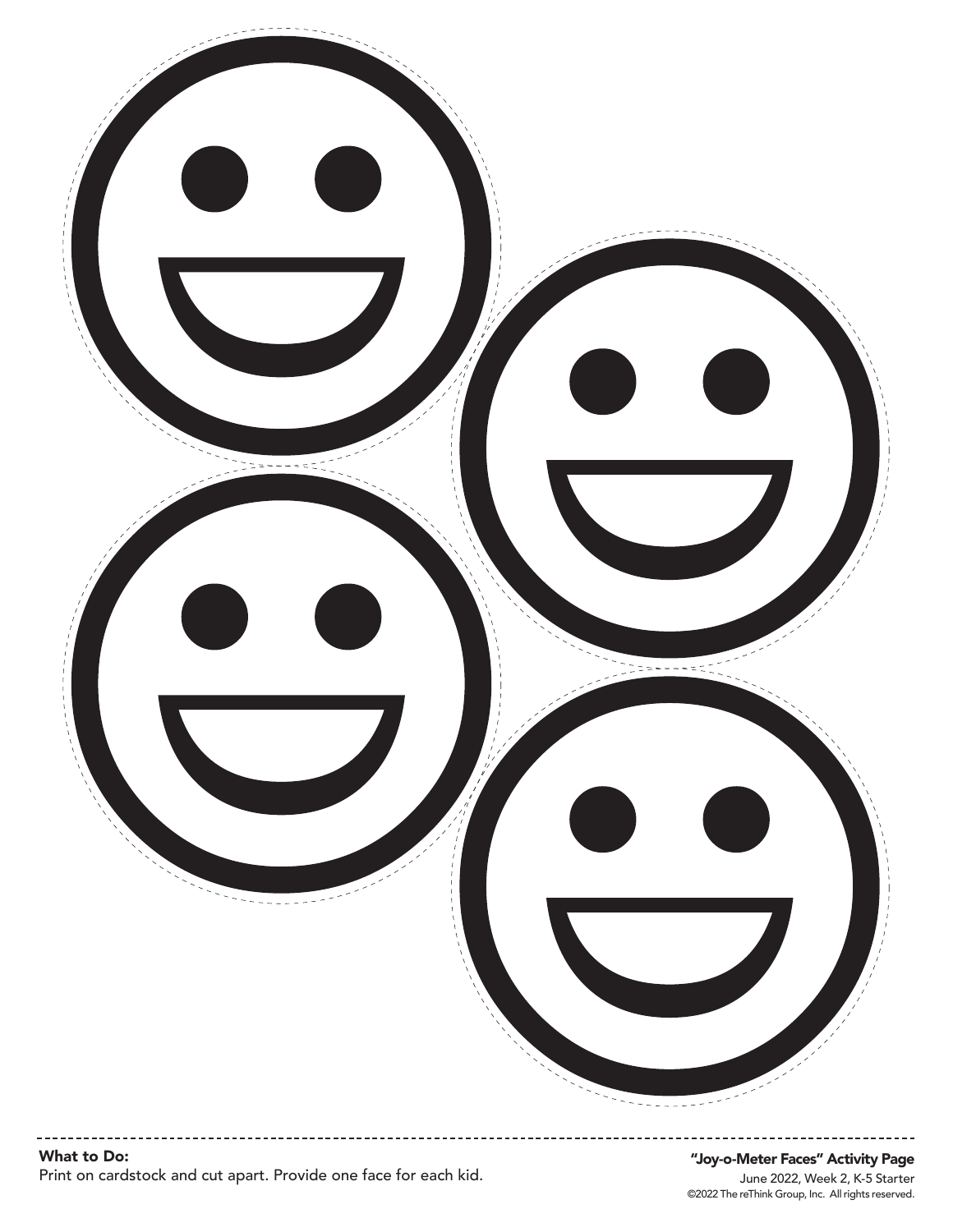**What to Do:**
Print on cardstock and cut apart. Provide one face for each kid.

**"Joy-o-Meter Faces" Activity Page**
June 2022, Week 2, K-5 Starter
©2022 The reThink Group, Inc. All rights reserved.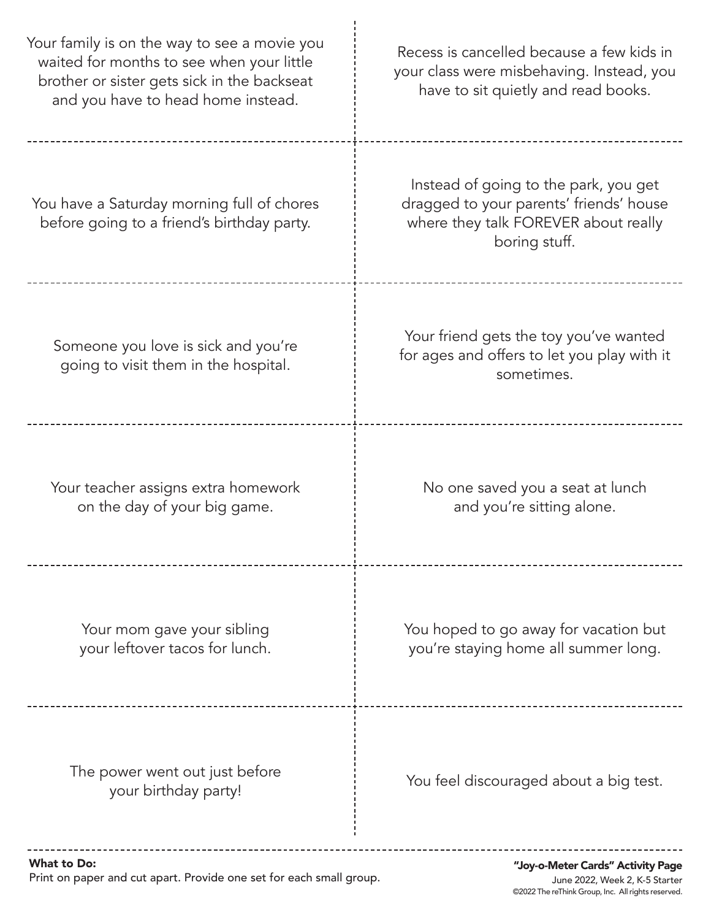Your family is on the way to see a movie you waited for months to see when your little brother or sister gets sick in the backseat and you have to head home instead.

Recess is cancelled because a few kids in your class were misbehaving. Instead, you have to sit quietly and read books.

You have a Saturday morning full of chores before going to a friend's birthday party.

Instead of going to the park, you get dragged to your parents' friends' house where they talk FOREVER about really boring stuff.

Someone you love is sick and you're going to visit them in the hospital.

Your friend gets the toy you've wanted for ages and offers to let you play with it sometimes.

Your teacher assigns extra homework on the day of your big game.

No one saved you a seat at lunch and you're sitting alone.

Your mom gave your sibling your leftover tacos for lunch.

You hoped to go away for vacation but you're staying home all summer long.

The power went out just before your birthday party!

You feel discouraged about a big test.

**What to Do:**
Print on paper and cut apart. Provide one set for each small group.

**"Joy-o-Meter Cards" Activity Page**
June 2022, Week 2, K-5 Starter
©2022 The reThink Group, Inc. All rights reserved.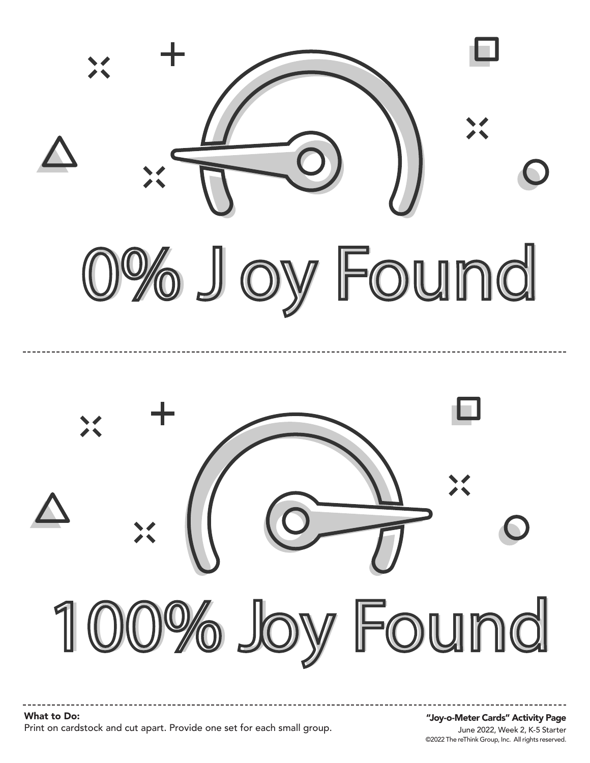# 0% Joy Found

---

# 100% Joy Found

---

**What to Do:**
Print on cardstock and cut apart. Provide one set for each small group.

**"Joy-o-Meter Cards" Activity Page**
June 2022, Week 2, K-5 Starter
©2022 The reThink Group, Inc. All rights reserved.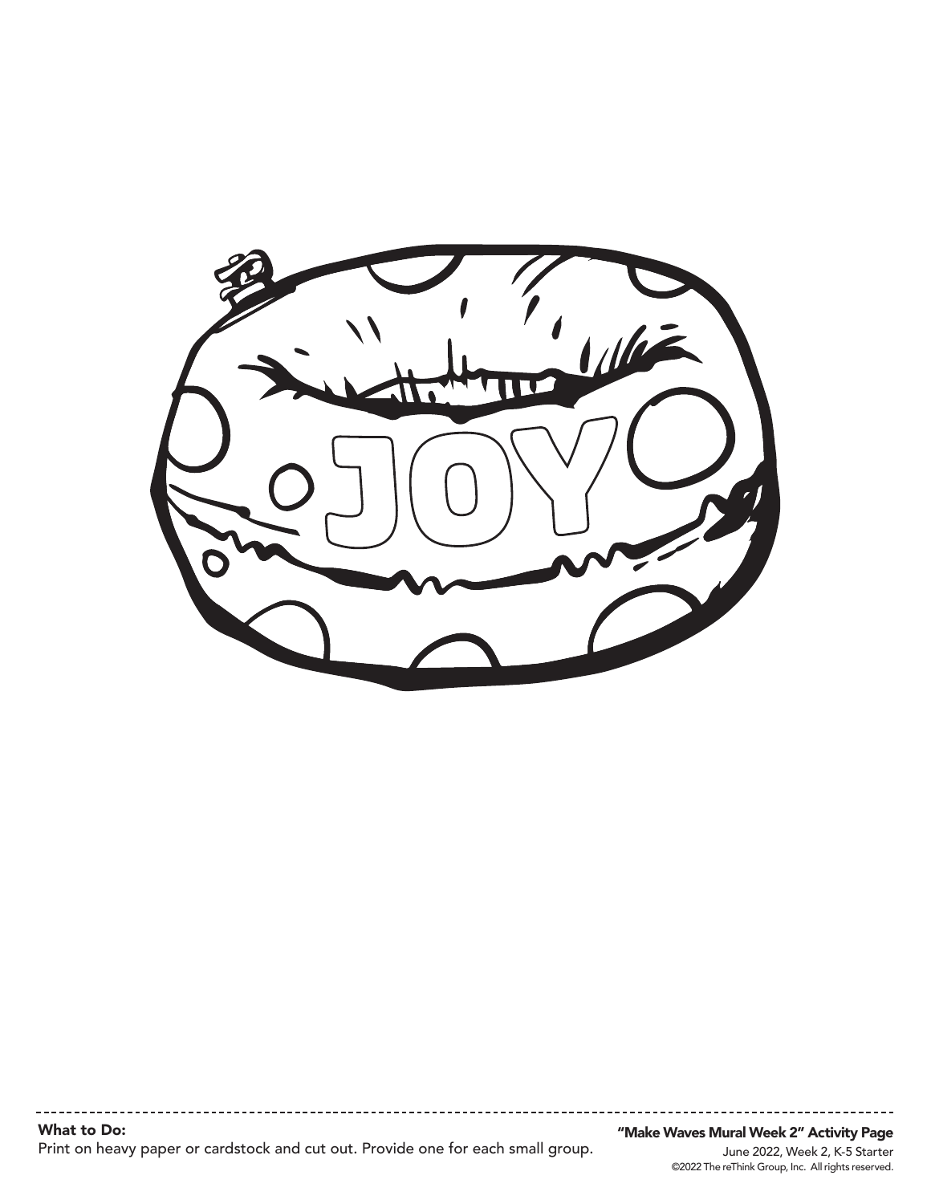JOY

**What to Do:**
Print on heavy paper or cardstock and cut out. Provide one for each small group.

**"Make Waves Mural Week 2" Activity Page**
June 2022, Week 2, K-5 Starter
©2022 The reThink Group, Inc. All rights reserved.